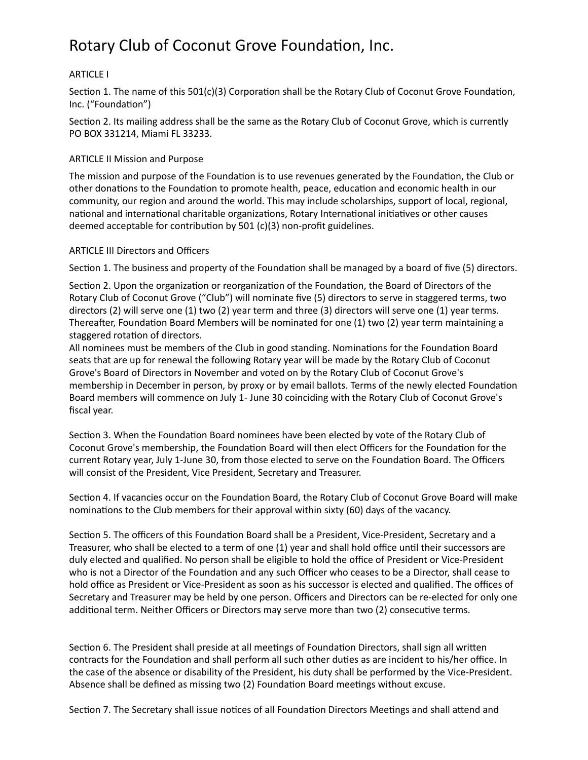# Rotary Club of Coconut Grove Foundation, Inc.

ARTICLE I

Section 1. The name of this 501(c)(3) Corporation shall be the Rotary Club of Coconut Grove Foundation, Inc. ("Foundation")

Section 2. Its mailing address shall be the same as the Rotary Club of Coconut Grove, which is currently PO BOX 331214, Miami FL 33233.

ARTICLE II Mission and Purpose

The mission and purpose of the Foundation is to use revenues generated by the Foundation, the Club or other donations to the Foundation to promote health, peace, education and economic health in our community, our region and around the world. This may include scholarships, support of local, regional, national and international charitable organizations, Rotary International initiatives or other causes deemed acceptable for contribution by 501 (c)(3) non-profit guidelines.

ARTICLE III Directors and Officers

Section 1. The business and property of the Foundation shall be managed by a board of five (5) directors.

Section 2. Upon the organization or reorganization of the Foundation, the Board of Directors of the Rotary Club of Coconut Grove ("Club") will nominate five (5) directors to serve in staggered terms, two directors (2) will serve one (1) two (2) year term and three (3) directors will serve one (1) year terms. Thereafter, Foundation Board Members will be nominated for one (1) two (2) year term maintaining a staggered rotation of directors.
All nominees must be members of the Club in good standing. Nominations for the Foundation Board seats that are up for renewal the following Rotary year will be made by the Rotary Club of Coconut Grove's Board of Directors in November and voted on by the Rotary Club of Coconut Grove's membership in December in person, by proxy or by email ballots. Terms of the newly elected Foundation Board members will commence on July 1- June 30 coinciding with the Rotary Club of Coconut Grove's fiscal year.

Section 3. When the Foundation Board nominees have been elected by vote of the Rotary Club of Coconut Grove's membership, the Foundation Board will then elect Officers for the Foundation for the current Rotary year, July 1-June 30, from those elected to serve on the Foundation Board. The Officers will consist of the President, Vice President, Secretary and Treasurer.

Section 4. If vacancies occur on the Foundation Board, the Rotary Club of Coconut Grove Board will make nominations to the Club members for their approval within sixty (60) days of the vacancy.

Section 5. The officers of this Foundation Board shall be a President, Vice-President, Secretary and a Treasurer, who shall be elected to a term of one (1) year and shall hold office until their successors are duly elected and qualified. No person shall be eligible to hold the office of President or Vice-President who is not a Director of the Foundation and any such Officer who ceases to be a Director, shall cease to hold office as President or Vice-President as soon as his successor is elected and qualified. The offices of Secretary and Treasurer may be held by one person. Officers and Directors can be re-elected for only one additional term. Neither Officers or Directors may serve more than two (2) consecutive terms.

Section 6. The President shall preside at all meetings of Foundation Directors, shall sign all written contracts for the Foundation and shall perform all such other duties as are incident to his/her office. In the case of the absence or disability of the President, his duty shall be performed by the Vice-President. Absence shall be defined as missing two (2) Foundation Board meetings without excuse.

Section 7. The Secretary shall issue notices of all Foundation Directors Meetings and shall attend and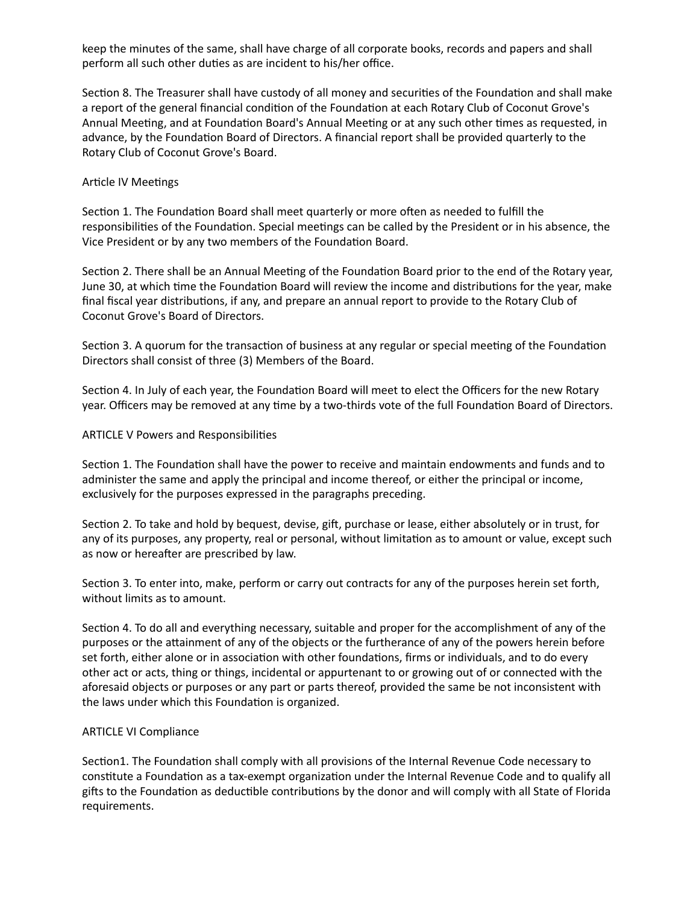keep the minutes of the same, shall have charge of all corporate books, records and papers and shall perform all such other duties as are incident to his/her office.

Section 8. The Treasurer shall have custody of all money and securities of the Foundation and shall make a report of the general financial condition of the Foundation at each Rotary Club of Coconut Grove's Annual Meeting, and at Foundation Board's Annual Meeting or at any such other times as requested, in advance, by the Foundation Board of Directors. A financial report shall be provided quarterly to the Rotary Club of Coconut Grove's Board.

## Article IV Meetings

Section 1. The Foundation Board shall meet quarterly or more often as needed to fulfill the responsibilities of the Foundation. Special meetings can be called by the President or in his absence, the Vice President or by any two members of the Foundation Board.

Section 2. There shall be an Annual Meeting of the Foundation Board prior to the end of the Rotary year, June 30, at which time the Foundation Board will review the income and distributions for the year, make final fiscal year distributions, if any, and prepare an annual report to provide to the Rotary Club of Coconut Grove's Board of Directors.

Section 3. A quorum for the transaction of business at any regular or special meeting of the Foundation Directors shall consist of three (3) Members of the Board.

Section 4. In July of each year, the Foundation Board will meet to elect the Officers for the new Rotary year. Officers may be removed at any time by a two-thirds vote of the full Foundation Board of Directors.

## ARTICLE V Powers and Responsibilities

Section 1. The Foundation shall have the power to receive and maintain endowments and funds and to administer the same and apply the principal and income thereof, or either the principal or income, exclusively for the purposes expressed in the paragraphs preceding.

Section 2. To take and hold by bequest, devise, gift, purchase or lease, either absolutely or in trust, for any of its purposes, any property, real or personal, without limitation as to amount or value, except such as now or hereafter are prescribed by law.

Section 3. To enter into, make, perform or carry out contracts for any of the purposes herein set forth, without limits as to amount.

Section 4. To do all and everything necessary, suitable and proper for the accomplishment of any of the purposes or the attainment of any of the objects or the furtherance of any of the powers herein before set forth, either alone or in association with other foundations, firms or individuals, and to do every other act or acts, thing or things, incidental or appurtenant to or growing out of or connected with the aforesaid objects or purposes or any part or parts thereof, provided the same be not inconsistent with the laws under which this Foundation is organized.

## ARTICLE VI Compliance

Section1. The Foundation shall comply with all provisions of the Internal Revenue Code necessary to constitute a Foundation as a tax-exempt organization under the Internal Revenue Code and to qualify all gifts to the Foundation as deductible contributions by the donor and will comply with all State of Florida requirements.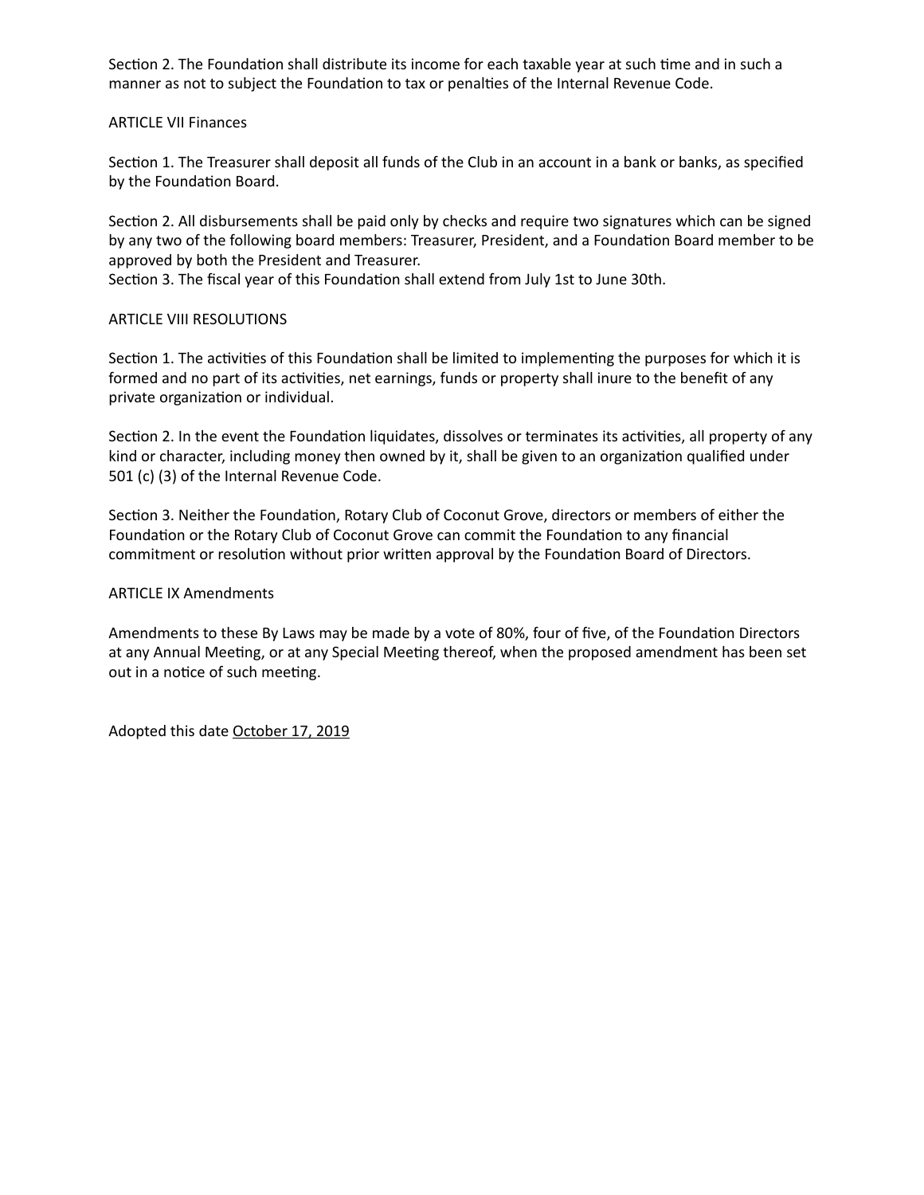Section 2. The Foundation shall distribute its income for each taxable year at such time and in such a manner as not to subject the Foundation to tax or penalties of the Internal Revenue Code.

## ARTICLE VII Finances

Section 1. The Treasurer shall deposit all funds of the Club in an account in a bank or banks, as specified by the Foundation Board.

Section 2. All disbursements shall be paid only by checks and require two signatures which can be signed by any two of the following board members: Treasurer, President, and a Foundation Board member to be approved by both the President and Treasurer.
Section 3. The fiscal year of this Foundation shall extend from July 1st to June 30th.

## ARTICLE VIII RESOLUTIONS

Section 1. The activities of this Foundation shall be limited to implementing the purposes for which it is formed and no part of its activities, net earnings, funds or property shall inure to the benefit of any private organization or individual.

Section 2. In the event the Foundation liquidates, dissolves or terminates its activities, all property of any kind or character, including money then owned by it, shall be given to an organization qualified under 501 (c) (3) of the Internal Revenue Code.

Section 3. Neither the Foundation, Rotary Club of Coconut Grove, directors or members of either the Foundation or the Rotary Club of Coconut Grove can commit the Foundation to any financial commitment or resolution without prior written approval by the Foundation Board of Directors.

## ARTICLE IX Amendments

Amendments to these By Laws may be made by a vote of 80%, four of five, of the Foundation Directors at any Annual Meeting, or at any Special Meeting thereof, when the proposed amendment has been set out in a notice of such meeting.

Adopted this date <u>October 17, 2019</u>